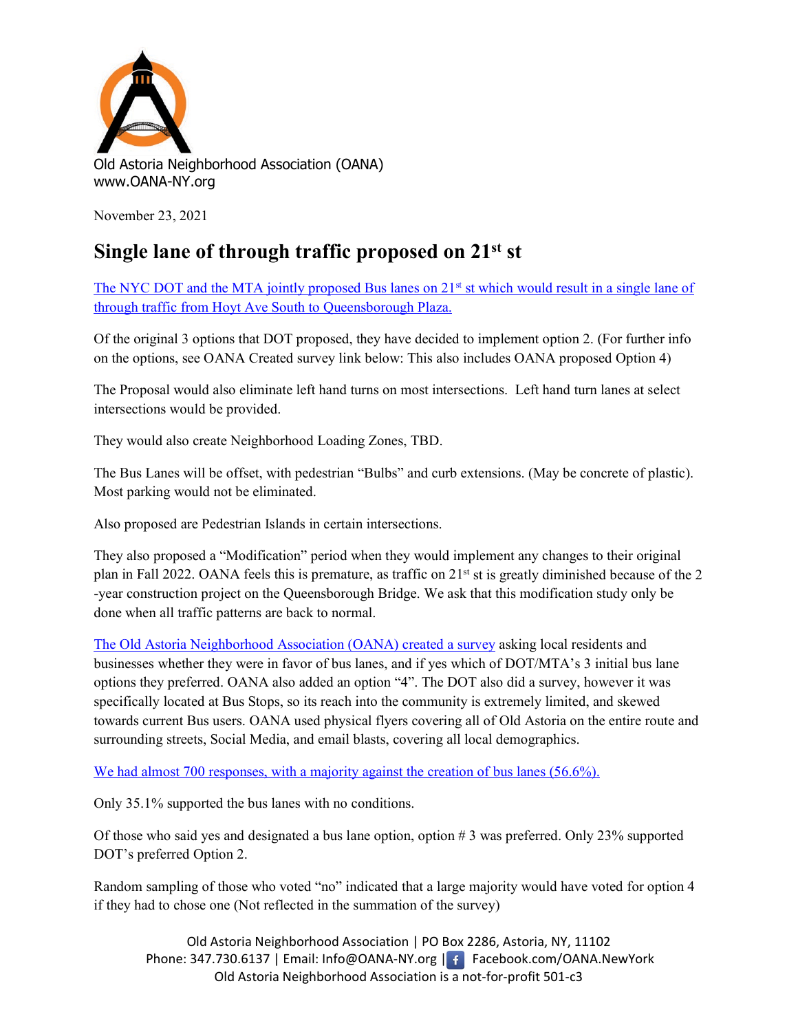Old Astoria Neighborhood Association (OANA)
www.OANA-NY.org

November 23, 2021

# Single lane of through traffic proposed on 21st st

The NYC DOT and the MTA jointly proposed Bus lanes on 21st st which would result in a single lane of through traffic from Hoyt Ave South to Queensborough Plaza.

Of the original 3 options that DOT proposed, they have decided to implement option 2. (For further info on the options, see OANA Created survey link below: This also includes OANA proposed Option 4)

The Proposal would also eliminate left hand turns on most intersections. Left hand turn lanes at select intersections would be provided.

They would also create Neighborhood Loading Zones, TBD.

The Bus Lanes will be offset, with pedestrian "Bulbs" and curb extensions. (May be concrete of plastic). Most parking would not be eliminated.

Also proposed are Pedestrian Islands in certain intersections.

They also proposed a "Modification" period when they would implement any changes to their original plan in Fall 2022. OANA feels this is premature, as traffic on 21st st is greatly diminished because of the 2 -year construction project on the Queensborough Bridge. We ask that this modification study only be done when all traffic patterns are back to normal.

The Old Astoria Neighborhood Association (OANA) created a survey asking local residents and businesses whether they were in favor of bus lanes, and if yes which of DOT/MTA's 3 initial bus lane options they preferred. OANA also added an option "4". The DOT also did a survey, however it was specifically located at Bus Stops, so its reach into the community is extremely limited, and skewed towards current Bus users. OANA used physical flyers covering all of Old Astoria on the entire route and surrounding streets, Social Media, and email blasts, covering all local demographics.

We had almost 700 responses, with a majority against the creation of bus lanes (56.6%).

Only 35.1% supported the bus lanes with no conditions.

Of those who said yes and designated a bus lane option, option # 3 was preferred. Only 23% supported DOT's preferred Option 2.

Random sampling of those who voted "no" indicated that a large majority would have voted for option 4 if they had to chose one (Not reflected in the summation of the survey)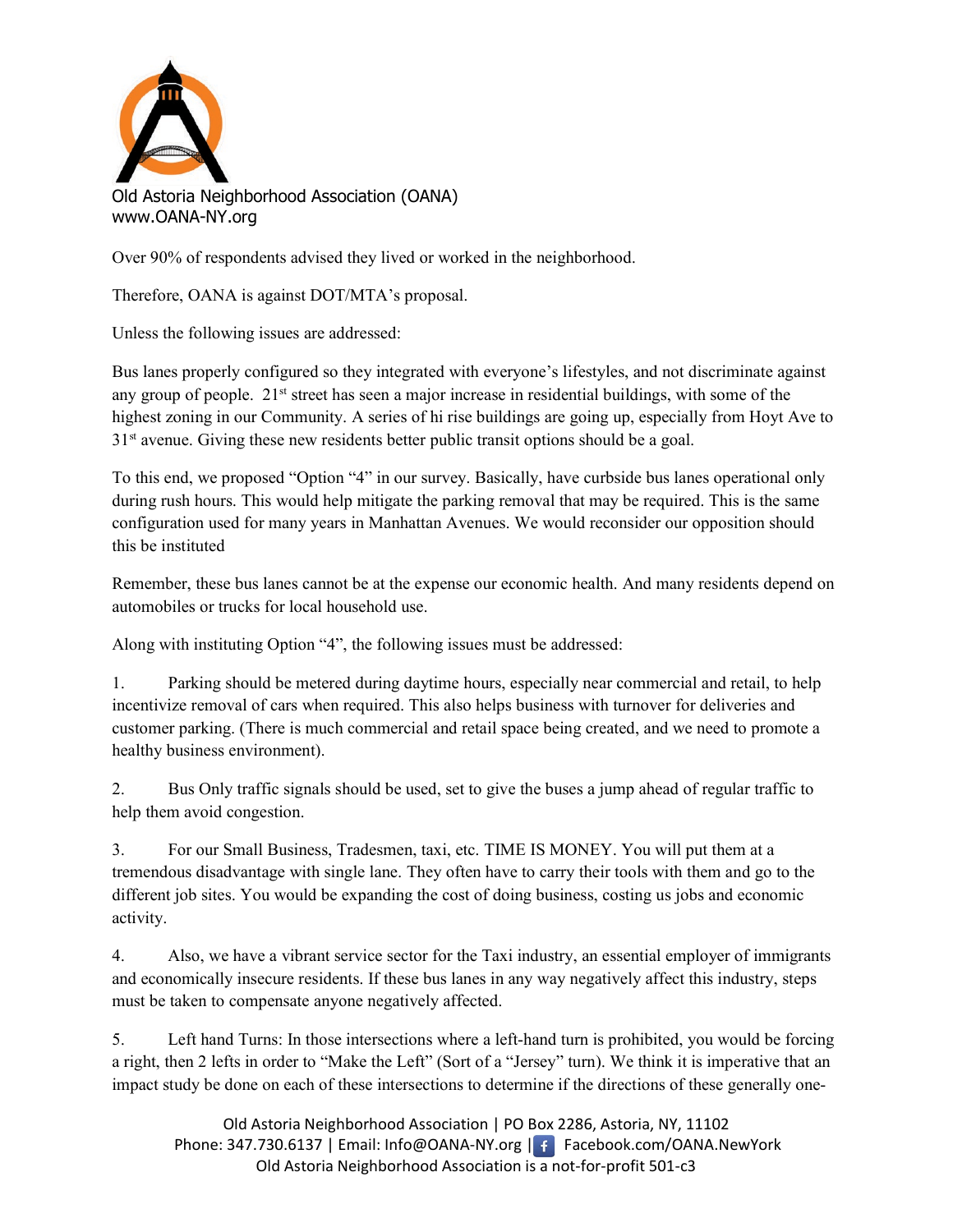Old Astoria Neighborhood Association (OANA)
www.OANA-NY.org

Over 90% of respondents advised they lived or worked in the neighborhood.

Therefore, OANA is against DOT/MTA's proposal.

Unless the following issues are addressed:

Bus lanes properly configured so they integrated with everyone's lifestyles, and not discriminate against any group of people. 21st street has seen a major increase in residential buildings, with some of the highest zoning in our Community. A series of hi rise buildings are going up, especially from Hoyt Ave to 31st avenue. Giving these new residents better public transit options should be a goal.

To this end, we proposed "Option "4" in our survey. Basically, have curbside bus lanes operational only during rush hours. This would help mitigate the parking removal that may be required. This is the same configuration used for many years in Manhattan Avenues. We would reconsider our opposition should this be instituted

Remember, these bus lanes cannot be at the expense our economic health. And many residents depend on automobiles or trucks for local household use.

Along with instituting Option "4", the following issues must be addressed:

1. Parking should be metered during daytime hours, especially near commercial and retail, to help incentivize removal of cars when required. This also helps business with turnover for deliveries and customer parking. (There is much commercial and retail space being created, and we need to promote a healthy business environment).

2. Bus Only traffic signals should be used, set to give the buses a jump ahead of regular traffic to help them avoid congestion.

3. For our Small Business, Tradesmen, taxi, etc. TIME IS MONEY. You will put them at a tremendous disadvantage with single lane. They often have to carry their tools with them and go to the different job sites. You would be expanding the cost of doing business, costing us jobs and economic activity.

4. Also, we have a vibrant service sector for the Taxi industry, an essential employer of immigrants and economically insecure residents. If these bus lanes in any way negatively affect this industry, steps must be taken to compensate anyone negatively affected.

5. Left hand Turns: In those intersections where a left-hand turn is prohibited, you would be forcing a right, then 2 lefts in order to "Make the Left" (Sort of a "Jersey" turn). We think it is imperative that an impact study be done on each of these intersections to determine if the directions of these generally one-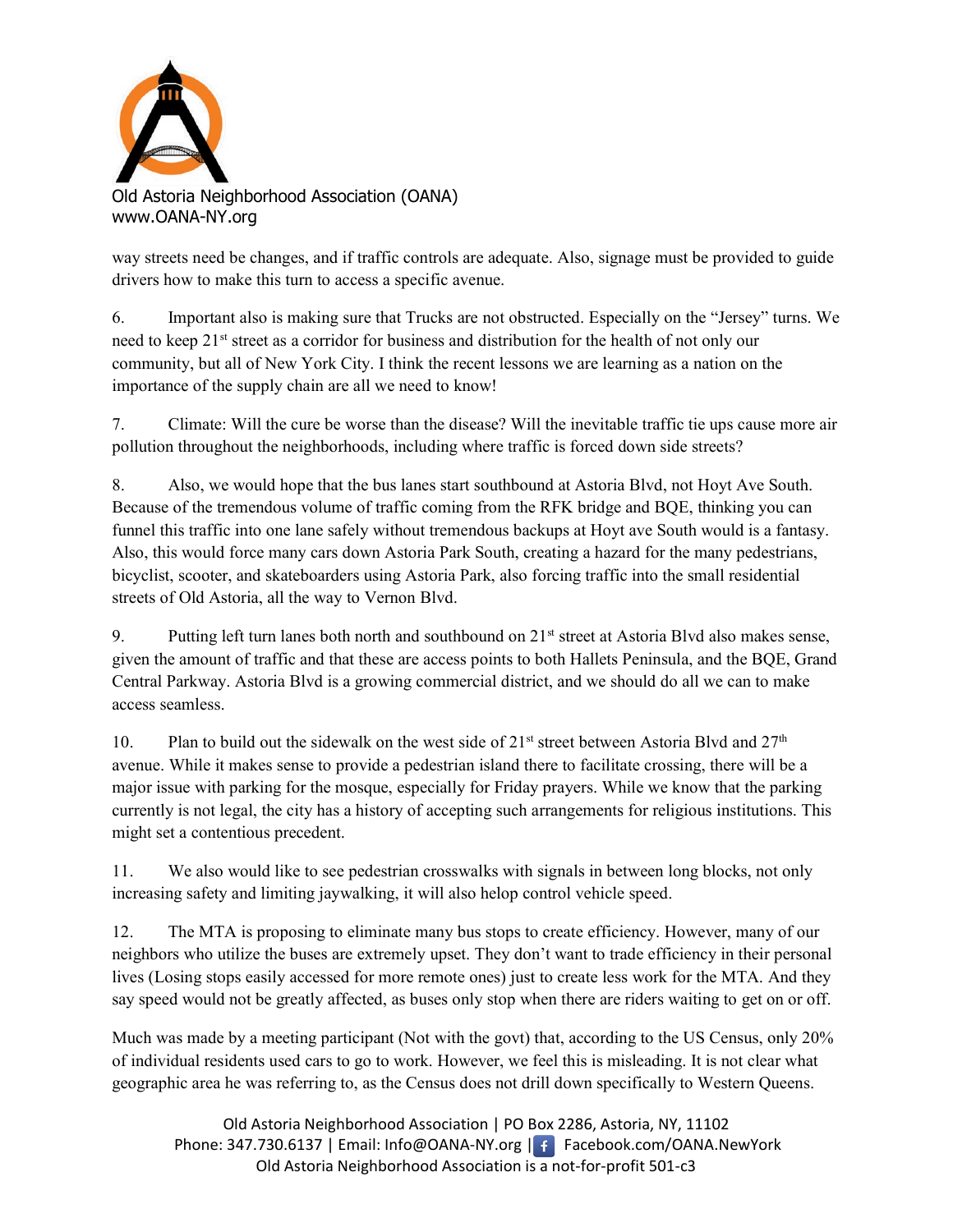way streets need be changes, and if traffic controls are adequate. Also, signage must be provided to guide drivers how to make this turn to access a specific avenue.

6. Important also is making sure that Trucks are not obstructed. Especially on the "Jersey" turns. We need to keep 21st street as a corridor for business and distribution for the health of not only our community, but all of New York City. I think the recent lessons we are learning as a nation on the importance of the supply chain are all we need to know!

7. Climate: Will the cure be worse than the disease? Will the inevitable traffic tie ups cause more air pollution throughout the neighborhoods, including where traffic is forced down side streets?

8. Also, we would hope that the bus lanes start southbound at Astoria Blvd, not Hoyt Ave South. Because of the tremendous volume of traffic coming from the RFK bridge and BQE, thinking you can funnel this traffic into one lane safely without tremendous backups at Hoyt ave South would is a fantasy. Also, this would force many cars down Astoria Park South, creating a hazard for the many pedestrians, bicyclist, scooter, and skateboarders using Astoria Park, also forcing traffic into the small residential streets of Old Astoria, all the way to Vernon Blvd.

9. Putting left turn lanes both north and southbound on 21st street at Astoria Blvd also makes sense, given the amount of traffic and that these are access points to both Hallets Peninsula, and the BQE, Grand Central Parkway. Astoria Blvd is a growing commercial district, and we should do all we can to make access seamless.

10. Plan to build out the sidewalk on the west side of 21st street between Astoria Blvd and 27th avenue. While it makes sense to provide a pedestrian island there to facilitate crossing, there will be a major issue with parking for the mosque, especially for Friday prayers. While we know that the parking currently is not legal, the city has a history of accepting such arrangements for religious institutions. This might set a contentious precedent.

11. We also would like to see pedestrian crosswalks with signals in between long blocks, not only increasing safety and limiting jaywalking, it will also helop control vehicle speed.

12. The MTA is proposing to eliminate many bus stops to create efficiency. However, many of our neighbors who utilize the buses are extremely upset. They don't want to trade efficiency in their personal lives (Losing stops easily accessed for more remote ones) just to create less work for the MTA. And they say speed would not be greatly affected, as buses only stop when there are riders waiting to get on or off.

Much was made by a meeting participant (Not with the govt) that, according to the US Census, only 20% of individual residents used cars to go to work. However, we feel this is misleading. It is not clear what geographic area he was referring to, as the Census does not drill down specifically to Western Queens.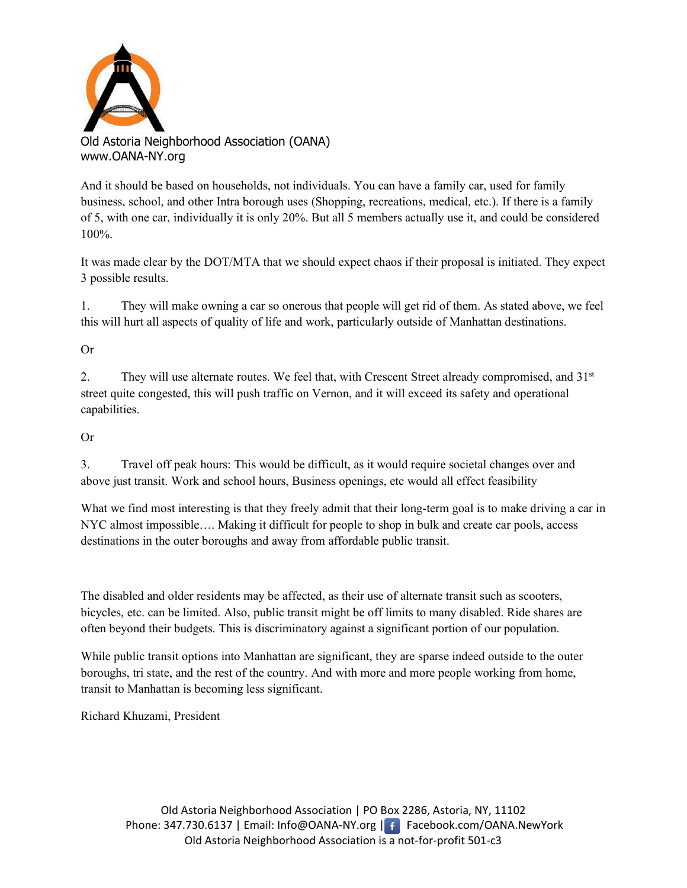Old Astoria Neighborhood Association (OANA)
www.OANA-NY.org

And it should be based on households, not individuals. You can have a family car, used for family business, school, and other Intra borough uses (Shopping, recreations, medical, etc.). If there is a family of 5, with one car, individually it is only 20%. But all 5 members actually use it, and could be considered 100%.

It was made clear by the DOT/MTA that we should expect chaos if their proposal is initiated. They expect 3 possible results.

1. They will make owning a car so onerous that people will get rid of them. As stated above, we feel this will hurt all aspects of quality of life and work, particularly outside of Manhattan destinations.

Or

2. They will use alternate routes. We feel that, with Crescent Street already compromised, and 31st street quite congested, this will push traffic on Vernon, and it will exceed its safety and operational capabilities.

Or

3. Travel off peak hours: This would be difficult, as it would require societal changes over and above just transit. Work and school hours, Business openings, etc would all effect feasibility

What we find most interesting is that they freely admit that their long-term goal is to make driving a car in NYC almost impossible…. Making it difficult for people to shop in bulk and create car pools, access destinations in the outer boroughs and away from affordable public transit.

The disabled and older residents may be affected, as their use of alternate transit such as scooters, bicycles, etc. can be limited. Also, public transit might be off limits to many disabled. Ride shares are often beyond their budgets. This is discriminatory against a significant portion of our population.

While public transit options into Manhattan are significant, they are sparse indeed outside to the outer boroughs, tri state, and the rest of the country. And with more and more people working from home, transit to Manhattan is becoming less significant.

Richard Khuzami, President

Old Astoria Neighborhood Association | PO Box 2286, Astoria, NY, 11102
Phone: 347.730.6137 | Email: Info@OANA-NY.org | Facebook.com/OANA.NewYork
Old Astoria Neighborhood Association is a not-for-profit 501-c3